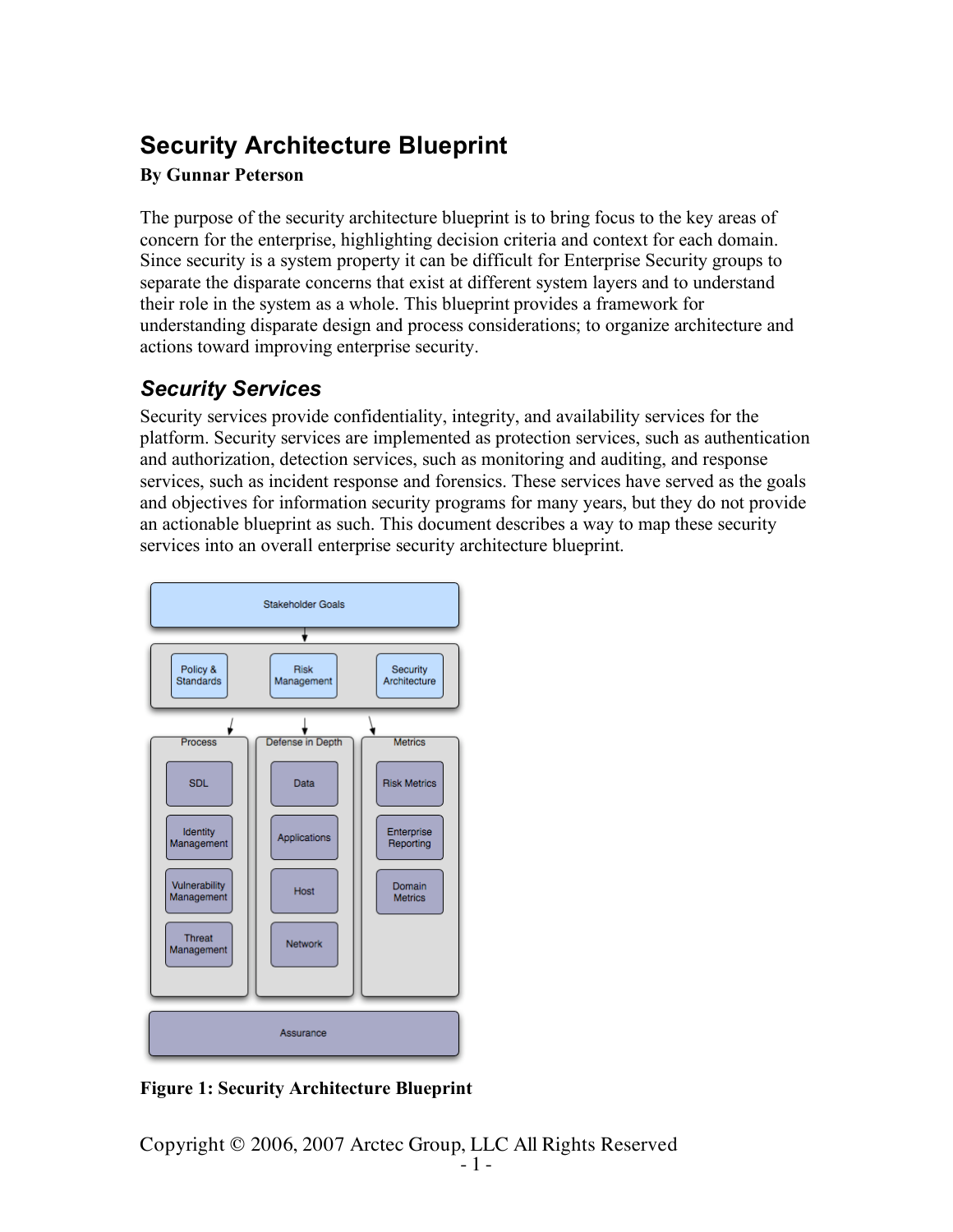# Security Architecture Blueprint

**By Gunnar Peterson**

The purpose of the security architecture blueprint is to bring focus to the key areas of concern for the enterprise, highlighting decision criteria and context for each domain. Since security is a system property it can be difficult for Enterprise Security groups to separate the disparate concerns that exist at different system layers and to understand their role in the system as a whole. This blueprint provides a framework for understanding disparate design and process considerations; to organize architecture and actions toward improving enterprise security.

## *Security Services*

Security services provide confidentiality, integrity, and availability services for the platform. Security services are implemented as protection services, such as authentication and authorization, detection services, such as monitoring and auditing, and response services, such as incident response and forensics. These services have served as the goals and objectives for information security programs for many years, but they do not provide an actionable blueprint as such. This document describes a way to map these security services into an overall enterprise security architecture blueprint.

**Figure 1: Security Architecture Blueprint**

Copyright © 2006, 2007 Arctec Group, LLC All Rights Reserved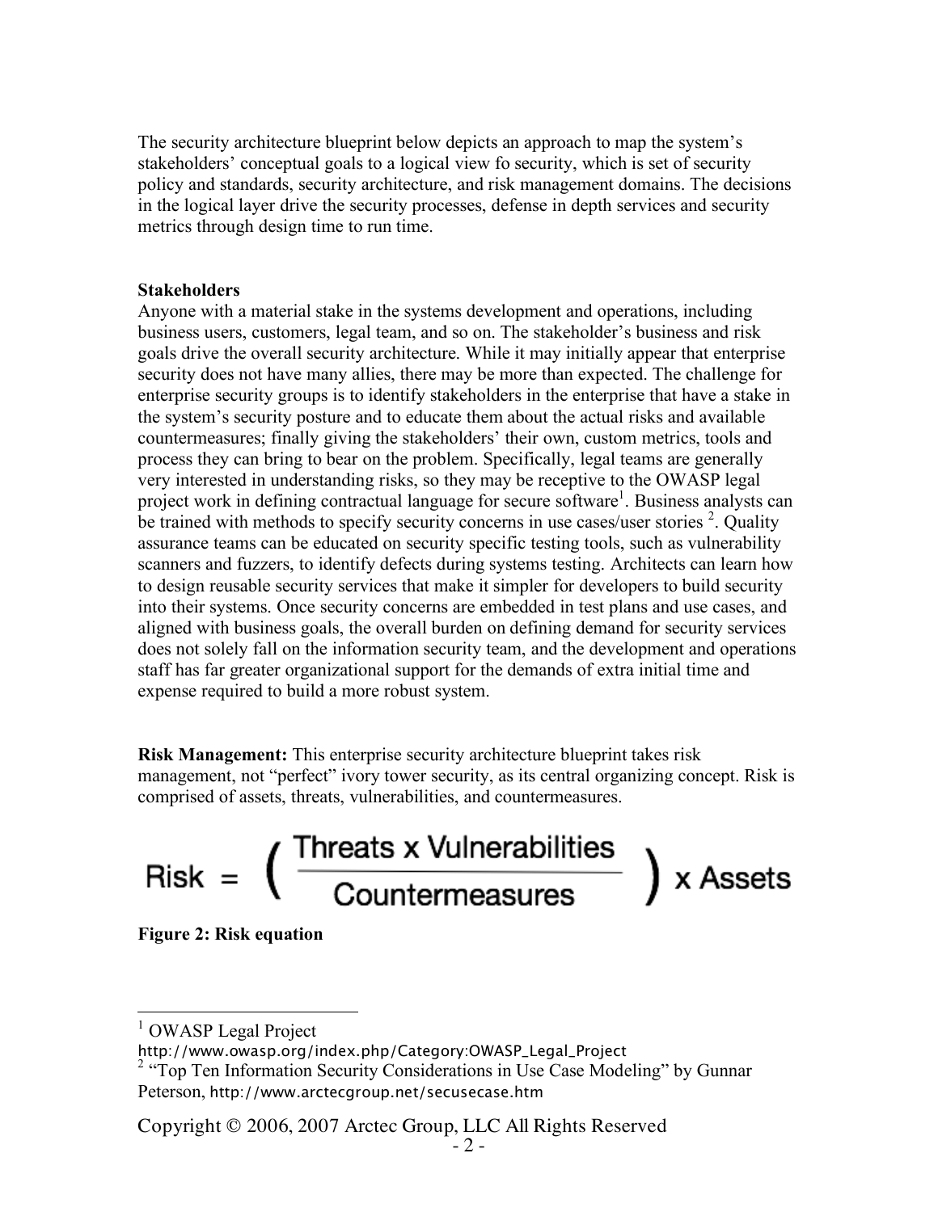The security architecture blueprint below depicts an approach to map the system's stakeholders' conceptual goals to a logical view fo security, which is set of security policy and standards, security architecture, and risk management domains. The decisions in the logical layer drive the security processes, defense in depth services and security metrics through design time to run time.

**Stakeholders**

Anyone with a material stake in the systems development and operations, including business users, customers, legal team, and so on. The stakeholder's business and risk goals drive the overall security architecture. While it may initially appear that enterprise security does not have many allies, there may be more than expected. The challenge for enterprise security groups is to identify stakeholders in the enterprise that have a stake in the system's security posture and to educate them about the actual risks and available countermeasures; finally giving the stakeholders' their own, custom metrics, tools and process they can bring to bear on the problem. Specifically, legal teams are generally very interested in understanding risks, so they may be receptive to the OWASP legal project work in defining contractual language for secure software[1]. Business analysts can be trained with methods to specify security concerns in use cases/user stories [2]. Quality assurance teams can be educated on security specific testing tools, such as vulnerability scanners and fuzzers, to identify defects during systems testing. Architects can learn how to design reusable security services that make it simpler for developers to build security into their systems. Once security concerns are embedded in test plans and use cases, and aligned with business goals, the overall burden on defining demand for security services does not solely fall on the information security team, and the development and operations staff has far greater organizational support for the demands of extra initial time and expense required to build a more robust system.

**Risk Management:** This enterprise security architecture blueprint takes risk management, not "perfect" ivory tower security, as its central organizing concept. Risk is comprised of assets, threats, vulnerabilities, and countermeasures.

$$\text{Risk} = \left( \frac{\text{Threats} \times \text{Vulnerabilities}}{\text{Countermeasures}} \right) \times \text{Assets}$$

**Figure 2: Risk equation**

---

[1] OWASP Legal Project http://www.owasp.org/index.php/Category:OWASP_Legal_Project

[2] "Top Ten Information Security Considerations in Use Case Modeling" by Gunnar Peterson, http://www.arctecgroup.net/secusecase.htm

Copyright © 2006, 2007 Arctec Group, LLC All Rights Reserved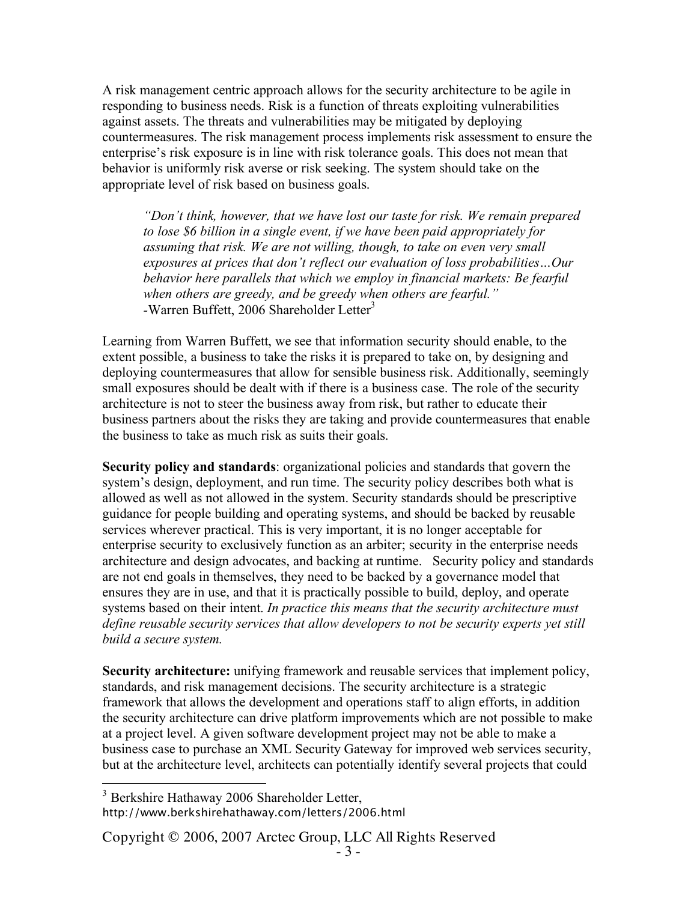A risk management centric approach allows for the security architecture to be agile in responding to business needs. Risk is a function of threats exploiting vulnerabilities against assets. The threats and vulnerabilities may be mitigated by deploying countermeasures. The risk management process implements risk assessment to ensure the enterprise's risk exposure is in line with risk tolerance goals. This does not mean that behavior is uniformly risk averse or risk seeking. The system should take on the appropriate level of risk based on business goals.

> *"Don't think, however, that we have lost our taste for risk. We remain prepared to lose $6 billion in a single event, if we have been paid appropriately for assuming that risk. We are not willing, though, to take on even very small exposures at prices that don't reflect our evaluation of loss probabilities…Our behavior here parallels that which we employ in financial markets: Be fearful when others are greedy, and be greedy when others are fearful."*
> -Warren Buffett, 2006 Shareholder Letter[3]

Learning from Warren Buffett, we see that information security should enable, to the extent possible, a business to take the risks it is prepared to take on, by designing and deploying countermeasures that allow for sensible business risk. Additionally, seemingly small exposures should be dealt with if there is a business case. The role of the security architecture is not to steer the business away from risk, but rather to educate their business partners about the risks they are taking and provide countermeasures that enable the business to take as much risk as suits their goals.

**Security policy and standards**: organizational policies and standards that govern the system's design, deployment, and run time. The security policy describes both what is allowed as well as not allowed in the system. Security standards should be prescriptive guidance for people building and operating systems, and should be backed by reusable services wherever practical. This is very important, it is no longer acceptable for enterprise security to exclusively function as an arbiter; security in the enterprise needs architecture and design advocates, and backing at runtime. Security policy and standards are not end goals in themselves, they need to be backed by a governance model that ensures they are in use, and that it is practically possible to build, deploy, and operate systems based on their intent. *In practice this means that the security architecture must define reusable security services that allow developers to not be security experts yet still build a secure system.*

**Security architecture:** unifying framework and reusable services that implement policy, standards, and risk management decisions. The security architecture is a strategic framework that allows the development and operations staff to align efforts, in addition the security architecture can drive platform improvements which are not possible to make at a project level. A given software development project may not be able to make a business case to purchase an XML Security Gateway for improved web services security, but at the architecture level, architects can potentially identify several projects that could

[3] Berkshire Hathaway 2006 Shareholder Letter, http://www.berkshirehathaway.com/letters/2006.html

Copyright © 2006, 2007 Arctec Group, LLC All Rights Reserved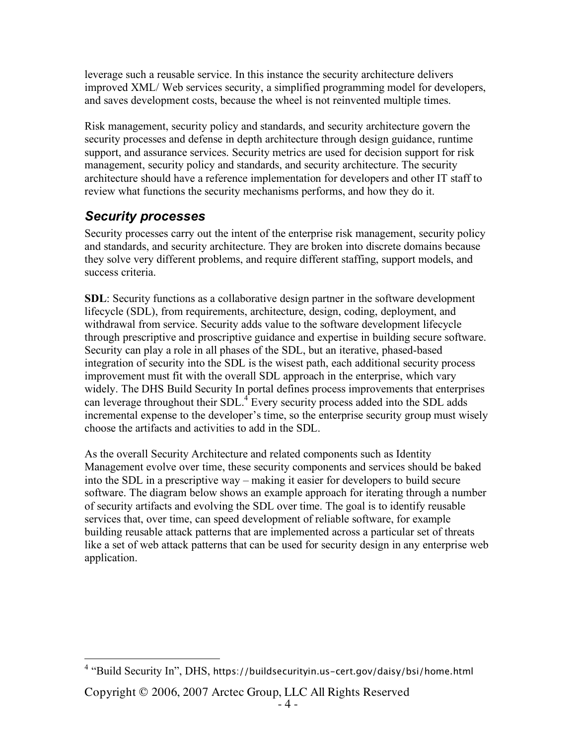leverage such a reusable service. In this instance the security architecture delivers improved XML/ Web services security, a simplified programming model for developers, and saves development costs, because the wheel is not reinvented multiple times.

Risk management, security policy and standards, and security architecture govern the security processes and defense in depth architecture through design guidance, runtime support, and assurance services. Security metrics are used for decision support for risk management, security policy and standards, and security architecture. The security architecture should have a reference implementation for developers and other IT staff to review what functions the security mechanisms performs, and how they do it.

## *Security processes*

Security processes carry out the intent of the enterprise risk management, security policy and standards, and security architecture. They are broken into discrete domains because they solve very different problems, and require different staffing, support models, and success criteria.

**SDL**: Security functions as a collaborative design partner in the software development lifecycle (SDL), from requirements, architecture, design, coding, deployment, and withdrawal from service. Security adds value to the software development lifecycle through prescriptive and proscriptive guidance and expertise in building secure software. Security can play a role in all phases of the SDL, but an iterative, phased-based integration of security into the SDL is the wisest path, each additional security process improvement must fit with the overall SDL approach in the enterprise, which vary widely. The DHS Build Security In portal defines process improvements that enterprises can leverage throughout their SDL.[4] Every security process added into the SDL adds incremental expense to the developer's time, so the enterprise security group must wisely choose the artifacts and activities to add in the SDL.

As the overall Security Architecture and related components such as Identity Management evolve over time, these security components and services should be baked into the SDL in a prescriptive way – making it easier for developers to build secure software. The diagram below shows an example approach for iterating through a number of security artifacts and evolving the SDL over time. The goal is to identify reusable services that, over time, can speed development of reliable software, for example building reusable attack patterns that are implemented across a particular set of threats like a set of web attack patterns that can be used for security design in any enterprise web application.

---

[4] "Build Security In", DHS, https://buildsecurityin.us-cert.gov/daisy/bsi/home.html

Copyright © 2006, 2007 Arctec Group, LLC All Rights Reserved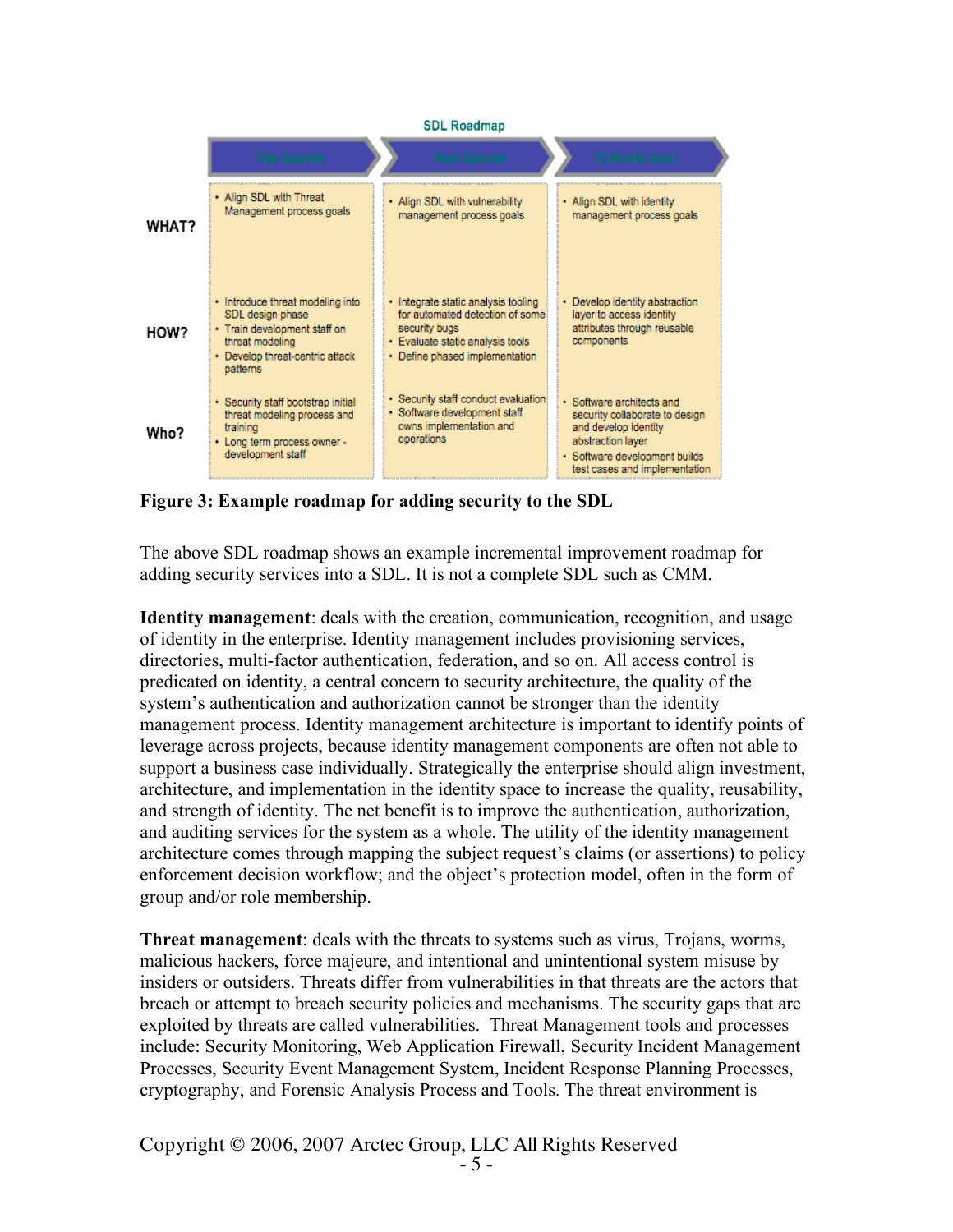**SDL Roadmap**

| | This Quarter | Next Quarter | 12 Month Goal |
|---|---|---|---|
| **WHAT?** | • Align SDL with Threat Management process goals | • Align SDL with vulnerability management process goals | • Align SDL with identity management process goals |
| **HOW?** | • Introduce threat modeling into SDL design phase<br>• Train development staff on threat modeling<br>• Develop threat-centric attack patterns | • Integrate static analysis tooling for automated detection of some security bugs<br>• Evaluate static analysis tools<br>• Define phased implementation | • Develop identity abstraction layer to access identity attributes through reusable components |
| **Who?** | • Security staff bootstrap initial threat modeling process and training<br>• Long term process owner - development staff | • Security staff conduct evaluation<br>• Software development staff owns implementation and operations | • Software architects and security collaborate to design and develop identity abstraction layer<br>• Software development builds test cases and implementation |

**Figure 3: Example roadmap for adding security to the SDL**

The above SDL roadmap shows an example incremental improvement roadmap for adding security services into a SDL. It is not a complete SDL such as CMM.

**Identity management**: deals with the creation, communication, recognition, and usage of identity in the enterprise. Identity management includes provisioning services, directories, multi-factor authentication, federation, and so on. All access control is predicated on identity, a central concern to security architecture, the quality of the system's authentication and authorization cannot be stronger than the identity management process. Identity management architecture is important to identify points of leverage across projects, because identity management components are often not able to support a business case individually. Strategically the enterprise should align investment, architecture, and implementation in the identity space to increase the quality, reusability, and strength of identity. The net benefit is to improve the authentication, authorization, and auditing services for the system as a whole. The utility of the identity management architecture comes through mapping the subject request's claims (or assertions) to policy enforcement decision workflow; and the object's protection model, often in the form of group and/or role membership.

**Threat management**: deals with the threats to systems such as virus, Trojans, worms, malicious hackers, force majeure, and intentional and unintentional system misuse by insiders or outsiders. Threats differ from vulnerabilities in that threats are the actors that breach or attempt to breach security policies and mechanisms. The security gaps that are exploited by threats are called vulnerabilities. Threat Management tools and processes include: Security Monitoring, Web Application Firewall, Security Incident Management Processes, Security Event Management System, Incident Response Planning Processes, cryptography, and Forensic Analysis Process and Tools. The threat environment is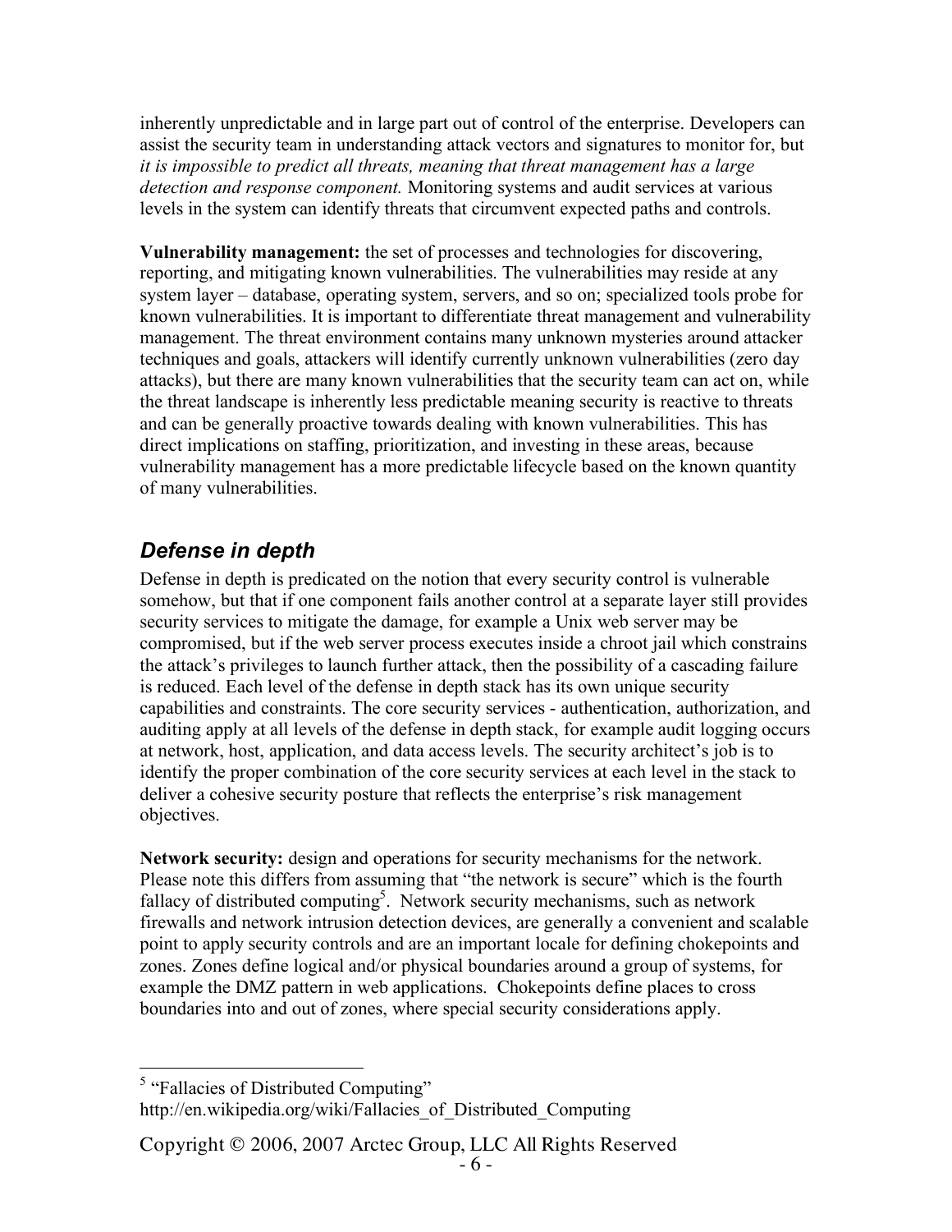inherently unpredictable and in large part out of control of the enterprise. Developers can assist the security team in understanding attack vectors and signatures to monitor for, but *it is impossible to predict all threats, meaning that threat management has a large detection and response component.* Monitoring systems and audit services at various levels in the system can identify threats that circumvent expected paths and controls.

**Vulnerability management:** the set of processes and technologies for discovering, reporting, and mitigating known vulnerabilities. The vulnerabilities may reside at any system layer – database, operating system, servers, and so on; specialized tools probe for known vulnerabilities. It is important to differentiate threat management and vulnerability management. The threat environment contains many unknown mysteries around attacker techniques and goals, attackers will identify currently unknown vulnerabilities (zero day attacks), but there are many known vulnerabilities that the security team can act on, while the threat landscape is inherently less predictable meaning security is reactive to threats and can be generally proactive towards dealing with known vulnerabilities. This has direct implications on staffing, prioritization, and investing in these areas, because vulnerability management has a more predictable lifecycle based on the known quantity of many vulnerabilities.

## *Defense in depth*

Defense in depth is predicated on the notion that every security control is vulnerable somehow, but that if one component fails another control at a separate layer still provides security services to mitigate the damage, for example a Unix web server may be compromised, but if the web server process executes inside a chroot jail which constrains the attack's privileges to launch further attack, then the possibility of a cascading failure is reduced. Each level of the defense in depth stack has its own unique security capabilities and constraints. The core security services - authentication, authorization, and auditing apply at all levels of the defense in depth stack, for example audit logging occurs at network, host, application, and data access levels. The security architect's job is to identify the proper combination of the core security services at each level in the stack to deliver a cohesive security posture that reflects the enterprise's risk management objectives.

**Network security:** design and operations for security mechanisms for the network. Please note this differs from assuming that "the network is secure" which is the fourth fallacy of distributed computing[5]. Network security mechanisms, such as network firewalls and network intrusion detection devices, are generally a convenient and scalable point to apply security controls and are an important locale for defining chokepoints and zones. Zones define logical and/or physical boundaries around a group of systems, for example the DMZ pattern in web applications. Chokepoints define places to cross boundaries into and out of zones, where special security considerations apply.

---

[5] "Fallacies of Distributed Computing" http://en.wikipedia.org/wiki/Fallacies_of_Distributed_Computing

Copyright © 2006, 2007 Arctec Group, LLC All Rights Reserved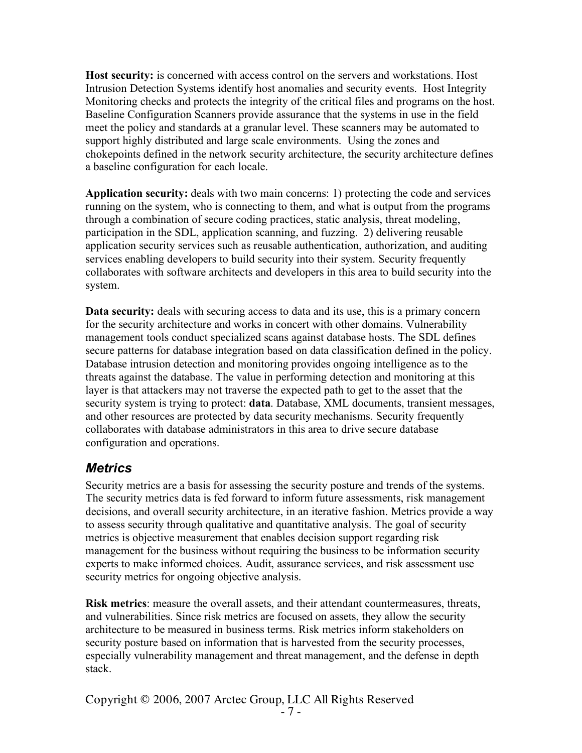**Host security:** is concerned with access control on the servers and workstations. Host Intrusion Detection Systems identify host anomalies and security events. Host Integrity Monitoring checks and protects the integrity of the critical files and programs on the host. Baseline Configuration Scanners provide assurance that the systems in use in the field meet the policy and standards at a granular level. These scanners may be automated to support highly distributed and large scale environments. Using the zones and chokepoints defined in the network security architecture, the security architecture defines a baseline configuration for each locale.

**Application security:** deals with two main concerns: 1) protecting the code and services running on the system, who is connecting to them, and what is output from the programs through a combination of secure coding practices, static analysis, threat modeling, participation in the SDL, application scanning, and fuzzing. 2) delivering reusable application security services such as reusable authentication, authorization, and auditing services enabling developers to build security into their system. Security frequently collaborates with software architects and developers in this area to build security into the system.

**Data security:** deals with securing access to data and its use, this is a primary concern for the security architecture and works in concert with other domains. Vulnerability management tools conduct specialized scans against database hosts. The SDL defines secure patterns for database integration based on data classification defined in the policy. Database intrusion detection and monitoring provides ongoing intelligence as to the threats against the database. The value in performing detection and monitoring at this layer is that attackers may not traverse the expected path to get to the asset that the security system is trying to protect: **data**. Database, XML documents, transient messages, and other resources are protected by data security mechanisms. Security frequently collaborates with database administrators in this area to drive secure database configuration and operations.

## *Metrics*

Security metrics are a basis for assessing the security posture and trends of the systems. The security metrics data is fed forward to inform future assessments, risk management decisions, and overall security architecture, in an iterative fashion. Metrics provide a way to assess security through qualitative and quantitative analysis. The goal of security metrics is objective measurement that enables decision support regarding risk management for the business without requiring the business to be information security experts to make informed choices. Audit, assurance services, and risk assessment use security metrics for ongoing objective analysis.

**Risk metrics**: measure the overall assets, and their attendant countermeasures, threats, and vulnerabilities. Since risk metrics are focused on assets, they allow the security architecture to be measured in business terms. Risk metrics inform stakeholders on security posture based on information that is harvested from the security processes, especially vulnerability management and threat management, and the defense in depth stack.

Copyright © 2006, 2007 Arctec Group, LLC All Rights Reserved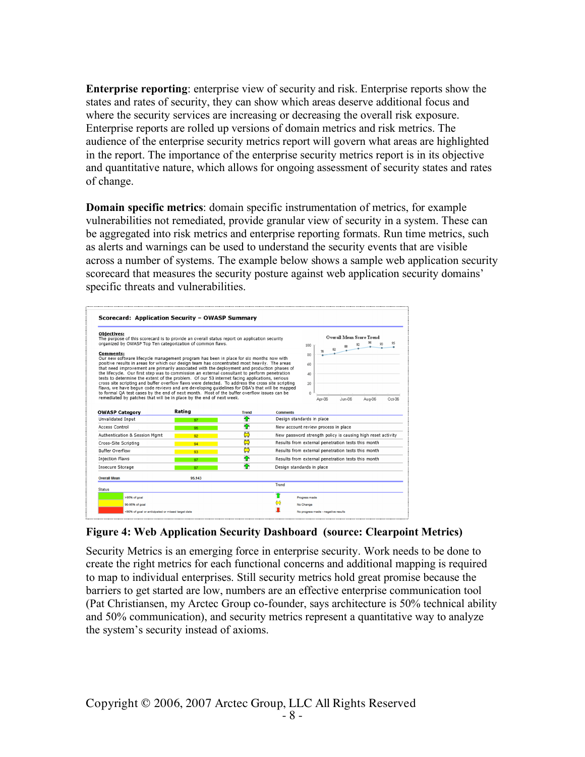**Enterprise reporting**: enterprise view of security and risk. Enterprise reports show the states and rates of security, they can show which areas deserve additional focus and where the security services are increasing or decreasing the overall risk exposure. Enterprise reports are rolled up versions of domain metrics and risk metrics. The audience of the enterprise security metrics report will govern what areas are highlighted in the report. The importance of the enterprise security metrics report is in its objective and quantitative nature, which allows for ongoing assessment of security states and rates of change.

**Domain specific metrics**: domain specific instrumentation of metrics, for example vulnerabilities not remediated, provide granular view of security in a system. These can be aggregated into risk metrics and enterprise reporting formats. Run time metrics, such as alerts and warnings can be used to understand the security events that are visible across a number of systems. The example below shows a sample web application security scorecard that measures the security posture against web application security domains' specific threats and vulnerabilities.

**Scorecard: Application Security – OWASP Summary**

**Objectives:**
The purpose of this scorecard is to provide an overall status report on application security organized by OWASP Top Ten categorization of common flaws.

**Comments:**
Our new software lifecycle management program has been in place for six months now with positive results in areas for which our design team has concentrated most heavily. The areas that need improvement are primarily associated with the deployment and production phases of the lifecycle. Our first step was to commission an external consultant to perform penetration tests to determine the extent of the problem. Of our 53 internet facing applications, serious cross site scripting and buffer overflow flaws were detected. To address the cross site scripting flaws, we have begun code reviews and are developing guidelines for DBA's that will be mapped to formal QA test cases by the end of next month. Most of the buffer overflow issues can be remediated by patches that will be in place by the end of next week.

| OWASP Category | Rating | Trend | Comments |
|---|---|---|---|
| Unvalidated Input | 97 | ↑ | Design standards in place |
| Access Control | 96 | ↑ | New account review process in place |
| Authentication & Session Mgmt | 92 | ⇔ | New password strength policy is causing high reset activity |
| Cross-Site Scripting | 94 | ⇔ | Results from external penetration tests this month |
| Buffer Overflow | 93 | ⇔ | Results from external penetration tests this month |
| Injection Flaws | 97 | ↑ | Results from external penetration tests this month |
| Insecure Storage | 97 | ↑ | Design standards in place |
| **Overall Mean** | 95.143 | | |

Status: Green: >95% of goal; Yellow: 90-95% of goal; Red: <90% of goal or anticipated or missed target date

Trend: ↑ Progress made; ⇔ No Change; ↓ No progress made - negative results

Overall Mean Score Trend (Apr-06 to Oct-06): 78, 82, 88, 92, 96, 93, 95

**Figure 4: Web Application Security Dashboard (source: Clearpoint Metrics)**

Security Metrics is an emerging force in enterprise security. Work needs to be done to create the right metrics for each functional concerns and additional mapping is required to map to individual enterprises. Still security metrics hold great promise because the barriers to get started are low, numbers are an effective enterprise communication tool (Pat Christiansen, my Arctec Group co-founder, says architecture is 50% technical ability and 50% communication), and security metrics represent a quantitative way to analyze the system's security instead of axioms.

Copyright © 2006, 2007 Arctec Group, LLC All Rights Reserved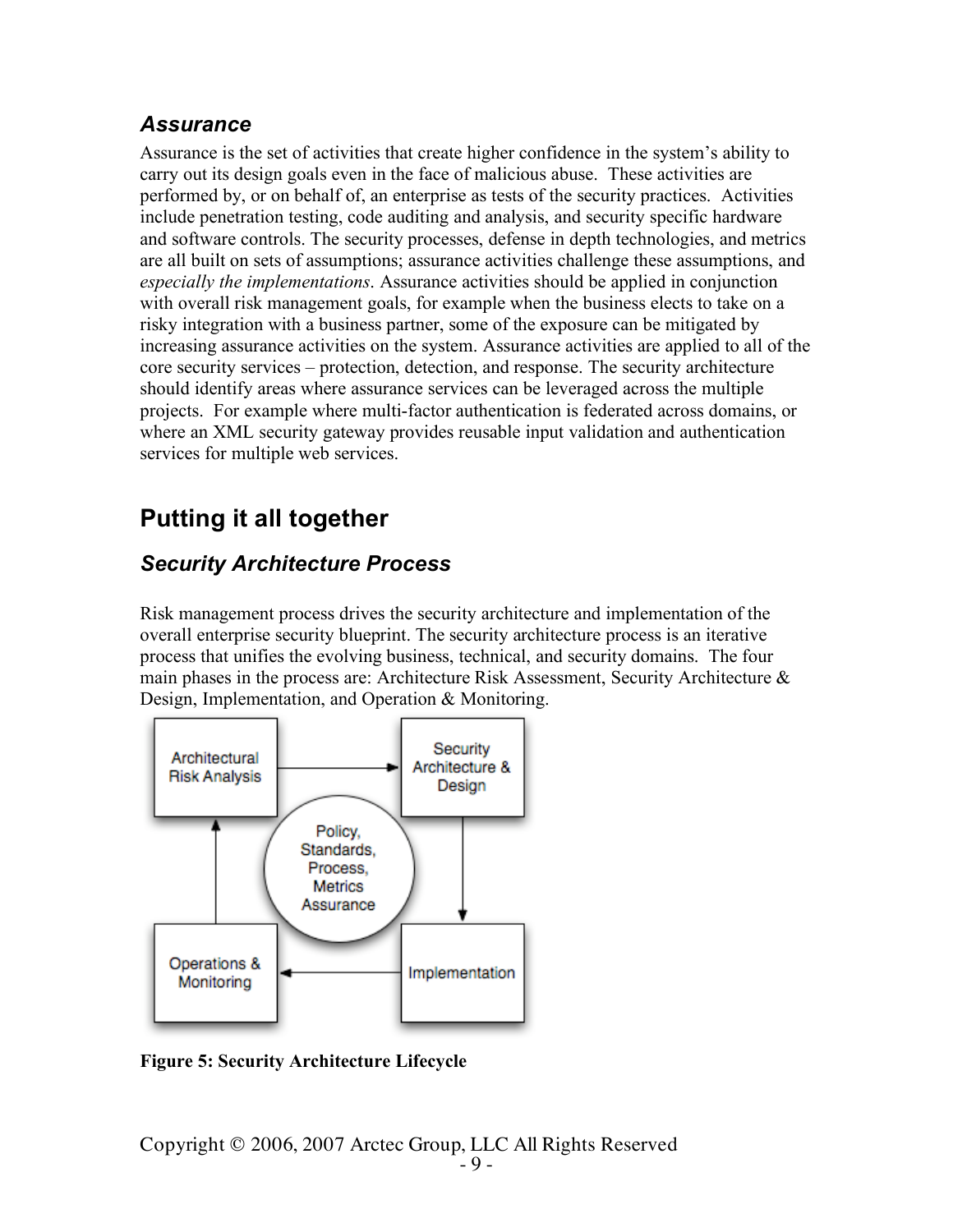### *Assurance*

Assurance is the set of activities that create higher confidence in the system's ability to carry out its design goals even in the face of malicious abuse. These activities are performed by, or on behalf of, an enterprise as tests of the security practices. Activities include penetration testing, code auditing and analysis, and security specific hardware and software controls. The security processes, defense in depth technologies, and metrics are all built on sets of assumptions; assurance activities challenge these assumptions, and *especially the implementations*. Assurance activities should be applied in conjunction with overall risk management goals, for example when the business elects to take on a risky integration with a business partner, some of the exposure can be mitigated by increasing assurance activities on the system. Assurance activities are applied to all of the core security services – protection, detection, and response. The security architecture should identify areas where assurance services can be leveraged across the multiple projects. For example where multi-factor authentication is federated across domains, or where an XML security gateway provides reusable input validation and authentication services for multiple web services.

## Putting it all together

### *Security Architecture Process*

Risk management process drives the security architecture and implementation of the overall enterprise security blueprint. The security architecture process is an iterative process that unifies the evolving business, technical, and security domains. The four main phases in the process are: Architecture Risk Assessment, Security Architecture & Design, Implementation, and Operation & Monitoring.

**Figure 5: Security Architecture Lifecycle**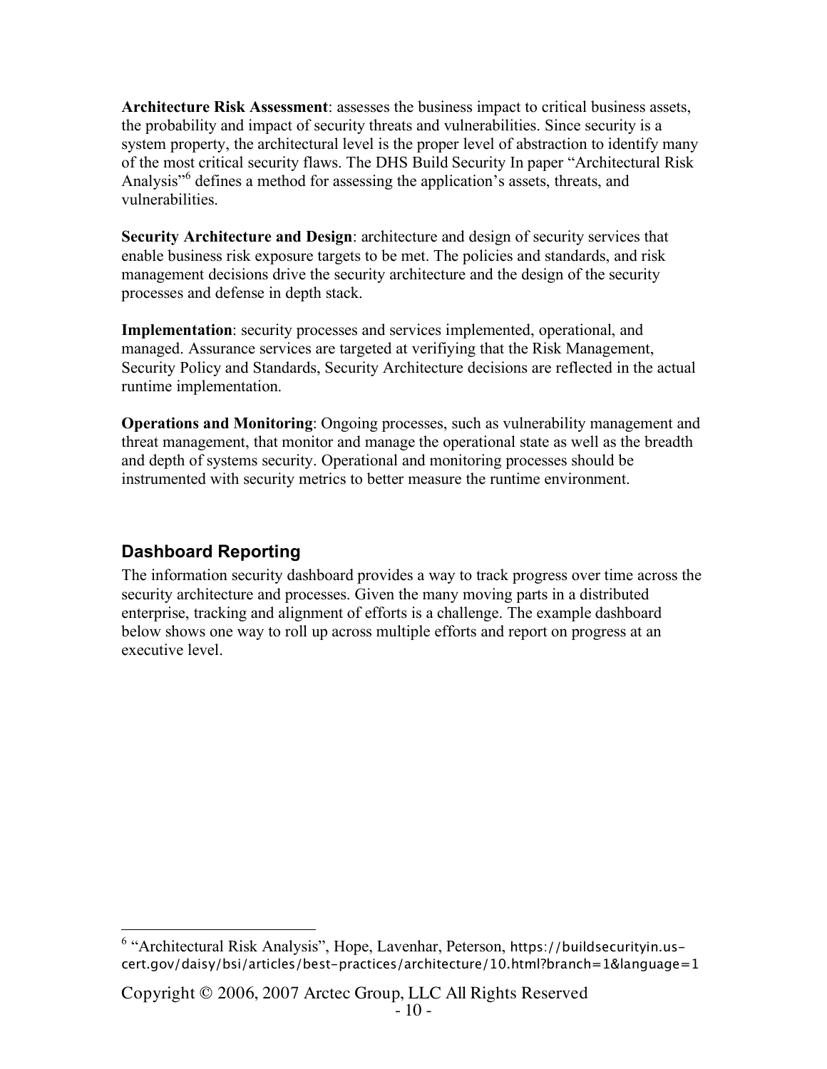**Architecture Risk Assessment**: assesses the business impact to critical business assets, the probability and impact of security threats and vulnerabilities. Since security is a system property, the architectural level is the proper level of abstraction to identify many of the most critical security flaws. The DHS Build Security In paper "Architectural Risk Analysis"[6] defines a method for assessing the application's assets, threats, and vulnerabilities.

**Security Architecture and Design**: architecture and design of security services that enable business risk exposure targets to be met. The policies and standards, and risk management decisions drive the security architecture and the design of the security processes and defense in depth stack.

**Implementation**: security processes and services implemented, operational, and managed. Assurance services are targeted at verifiying that the Risk Management, Security Policy and Standards, Security Architecture decisions are reflected in the actual runtime implementation.

**Operations and Monitoring**: Ongoing processes, such as vulnerability management and threat management, that monitor and manage the operational state as well as the breadth and depth of systems security. Operational and monitoring processes should be instrumented with security metrics to better measure the runtime environment.

## Dashboard Reporting

The information security dashboard provides a way to track progress over time across the security architecture and processes. Given the many moving parts in a distributed enterprise, tracking and alignment of efforts is a challenge. The example dashboard below shows one way to roll up across multiple efforts and report on progress at an executive level.

[6] "Architectural Risk Analysis", Hope, Lavenhar, Peterson, https://buildsecurityin.us-cert.gov/daisy/bsi/articles/best-practices/architecture/10.html?branch=1&language=1

Copyright © 2006, 2007 Arctec Group, LLC All Rights Reserved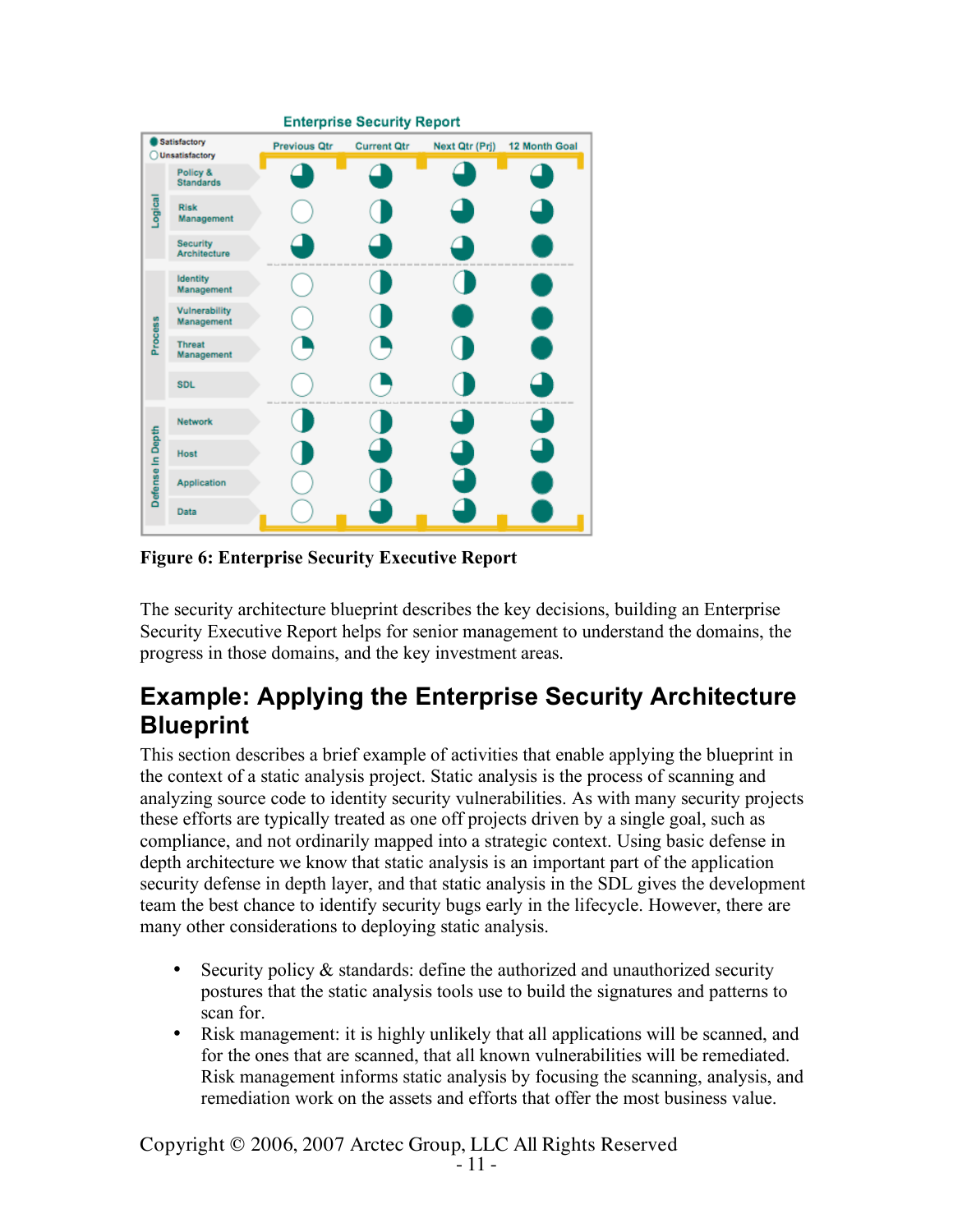**Figure 6: Enterprise Security Executive Report**

The security architecture blueprint describes the key decisions, building an Enterprise Security Executive Report helps for senior management to understand the domains, the progress in those domains, and the key investment areas.

## Example: Applying the Enterprise Security Architecture Blueprint

This section describes a brief example of activities that enable applying the blueprint in the context of a static analysis project. Static analysis is the process of scanning and analyzing source code to identity security vulnerabilities. As with many security projects these efforts are typically treated as one off projects driven by a single goal, such as compliance, and not ordinarily mapped into a strategic context. Using basic defense in depth architecture we know that static analysis is an important part of the application security defense in depth layer, and that static analysis in the SDL gives the development team the best chance to identify security bugs early in the lifecycle. However, there are many other considerations to deploying static analysis.

- Security policy & standards: define the authorized and unauthorized security postures that the static analysis tools use to build the signatures and patterns to scan for.
- Risk management: it is highly unlikely that all applications will be scanned, and for the ones that are scanned, that all known vulnerabilities will be remediated. Risk management informs static analysis by focusing the scanning, analysis, and remediation work on the assets and efforts that offer the most business value.

Copyright © 2006, 2007 Arctec Group, LLC All Rights Reserved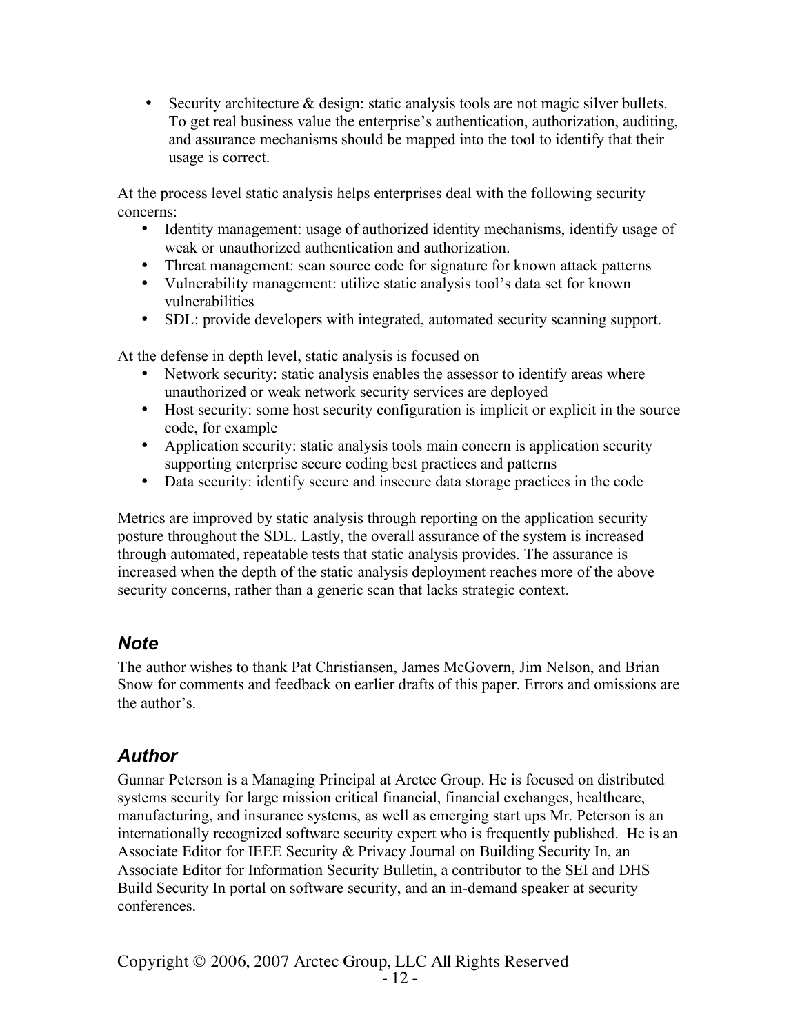- Security architecture & design: static analysis tools are not magic silver bullets. To get real business value the enterprise's authentication, authorization, auditing, and assurance mechanisms should be mapped into the tool to identify that their usage is correct.

At the process level static analysis helps enterprises deal with the following security concerns:

- Identity management: usage of authorized identity mechanisms, identify usage of weak or unauthorized authentication and authorization.
- Threat management: scan source code for signature for known attack patterns
- Vulnerability management: utilize static analysis tool's data set for known vulnerabilities
- SDL: provide developers with integrated, automated security scanning support.

At the defense in depth level, static analysis is focused on

- Network security: static analysis enables the assessor to identify areas where unauthorized or weak network security services are deployed
- Host security: some host security configuration is implicit or explicit in the source code, for example
- Application security: static analysis tools main concern is application security supporting enterprise secure coding best practices and patterns
- Data security: identify secure and insecure data storage practices in the code

Metrics are improved by static analysis through reporting on the application security posture throughout the SDL. Lastly, the overall assurance of the system is increased through automated, repeatable tests that static analysis provides. The assurance is increased when the depth of the static analysis deployment reaches more of the above security concerns, rather than a generic scan that lacks strategic context.

## *Note*

The author wishes to thank Pat Christiansen, James McGovern, Jim Nelson, and Brian Snow for comments and feedback on earlier drafts of this paper. Errors and omissions are the author's.

## *Author*

Gunnar Peterson is a Managing Principal at Arctec Group. He is focused on distributed systems security for large mission critical financial, financial exchanges, healthcare, manufacturing, and insurance systems, as well as emerging start ups Mr. Peterson is an internationally recognized software security expert who is frequently published. He is an Associate Editor for IEEE Security & Privacy Journal on Building Security In, an Associate Editor for Information Security Bulletin, a contributor to the SEI and DHS Build Security In portal on software security, and an in-demand speaker at security conferences.